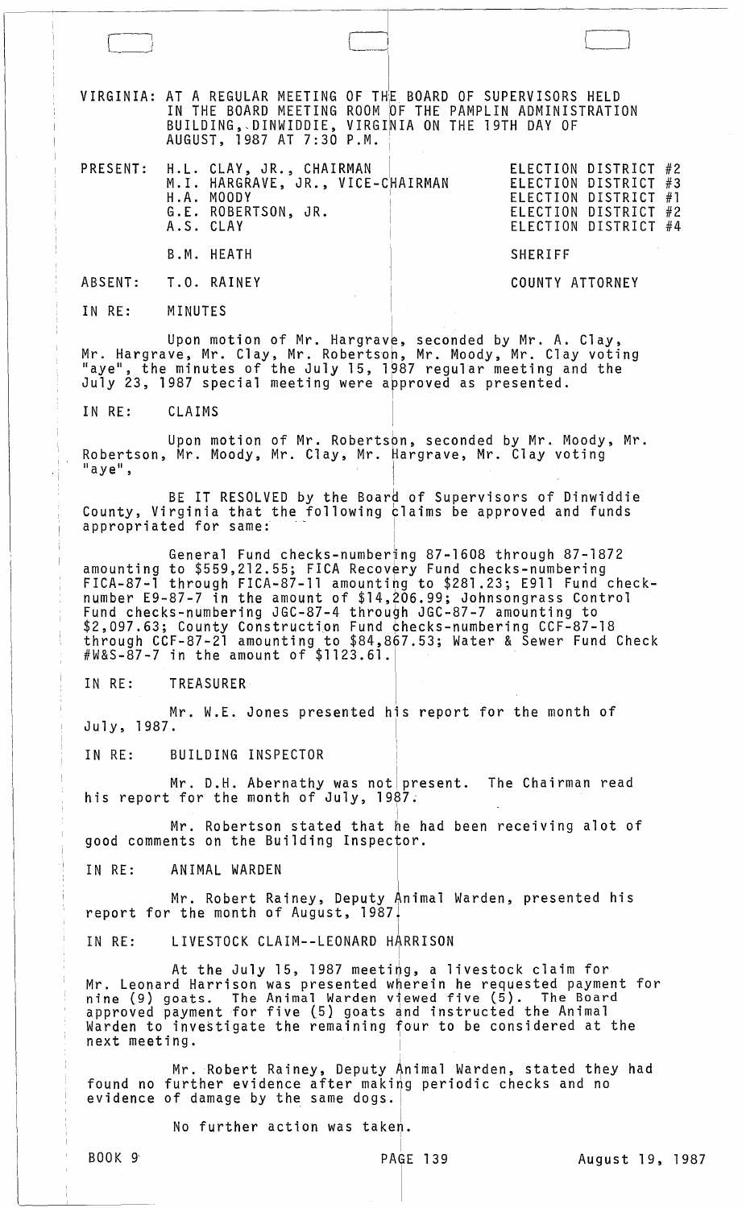VIRGINIA: AT A REGULAR MEETING OF THE BOARD OF SUPERVISORS HELD IN THE BOARD MEETING ROOM OF THE PAMPLIN ADMINISTRATION BUILDING, DINWIDDIE, VIRGINIA ON THE 19TH DAY OF AUGUST, 1987 AT 7:30 P.M.

| | | |
|---|---|---|
| PRESENT: | H.L. CLAY, JR., CHAIRMAN | ELECTION DISTRICT #2 |
| | M.I. HARGRAVE, JR., VICE-CHAIRMAN | ELECTION DISTRICT #3 |
| | H.A. MOODY | ELECTION DISTRICT #1 |
| | G.E. ROBERTSON, JR. | ELECTION DISTRICT #2 |
| | A.S. CLAY | ELECTION DISTRICT #4 |
| | B.M. HEATH | SHERIFF |
| ABSENT: | T.O. RAINEY | COUNTY ATTORNEY |

IN RE: MINUTES

Upon motion of Mr. Hargrave, seconded by Mr. A. Clay, Mr. Hargrave, Mr. Clay, Mr. Robertson, Mr. Moody, Mr. Clay voting "aye", the minutes of the July 15, 1987 regular meeting and the July 23, 1987 special meeting were approved as presented.

IN RE: CLAIMS

Upon motion of Mr. Robertson, seconded by Mr. Moody, Mr. Robertson, Mr. Moody, Mr. Clay, Mr. Hargrave, Mr. Clay voting "aye",

BE IT RESOLVED by the Board of Supervisors of Dinwiddie County, Virginia that the following claims be approved and funds appropriated for same:

General Fund checks-numbering 87-1608 through 87-1872 amounting to $559,212.55; FICA Recovery Fund checks-numbering FICA-87-1 through FICA-87-11 amounting to $281.23; E911 Fund check-number E9-87-7 in the amount of $14,206.99; Johnsongrass Control Fund checks-numbering JGC-87-4 through JGC-87-7 amounting to $2,097.63; County Construction Fund checks-numbering CCF-87-18 through CCF-87-21 amounting to $84,867.53; Water & Sewer Fund Check #W&S-87-7 in the amount of $1123.61.

IN RE: TREASURER

Mr. W.E. Jones presented his report for the month of July, 1987.

IN RE: BUILDING INSPECTOR

Mr. D.H. Abernathy was not present. The Chairman read his report for the month of July, 1987.

Mr. Robertson stated that he had been receiving alot of good comments on the Building Inspector.

IN RE: ANIMAL WARDEN

Mr. Robert Rainey, Deputy Animal Warden, presented his report for the month of August, 1987.

IN RE: LIVESTOCK CLAIM--LEONARD HARRISON

At the July 15, 1987 meeting, a livestock claim for Mr. Leonard Harrison was presented wherein he requested payment for nine (9) goats. The Animal Warden viewed five (5). The Board approved payment for five (5) goats and instructed the Animal Warden to investigate the remaining four to be considered at the next meeting.

Mr. Robert Rainey, Deputy Animal Warden, stated they had found no further evidence after making periodic checks and no evidence of damage by the same dogs.

No further action was taken.

BOOK 9 PAGE 139 August 19, 1987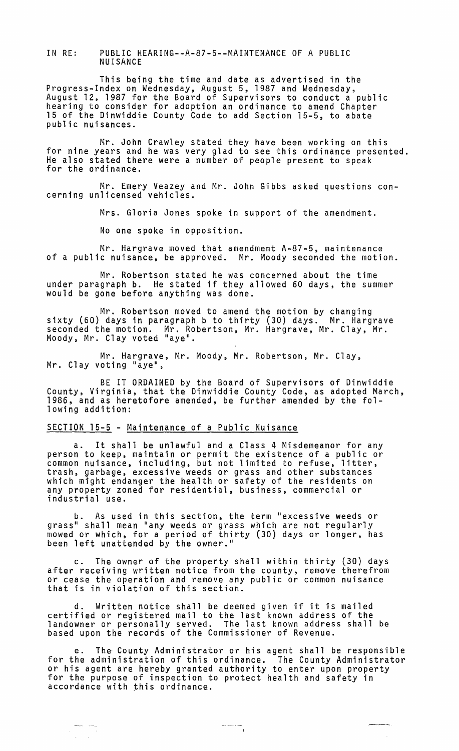IN RE: PUBLIC HEARING--A-87-5--MAINTENANCE OF A PUBLIC NUISANCE

This being the time and date as advertised in the Progress-Index on Wednesday, August 5, 1987 and Wednesday, August 12, 1987 for the Board of Supervisors to conduct a public hearing to consider for adoption an ordinance to amend Chapter 15 of the Dinwiddie County Code to add Section 15-5, to abate public nuisances.

Mr. John Crawley stated they have been working on this for nine years and he was very glad to see this ordinance presented. He also stated there were a number of people present to speak for the ordinance.

Mr. Emery Veazey and Mr. John Gibbs asked questions concerning unlicensed vehicles.

Mrs. Gloria Jones spoke in support of the amendment.

No one spoke in opposition.

Mr. Hargrave moved that amendment A-87-5, maintenance of a public nuisance, be approved. Mr. Moody seconded the motion.

Mr. Robertson stated he was concerned about the time under paragraph b. He stated if they allowed 60 days, the summer would be gone before anything was done.

Mr. Robertson moved to amend the motion by changing sixty (60) days in paragraph b to thirty (30) days. Mr. Hargrave seconded the motion. Mr. Robertson, Mr. Hargrave, Mr. Clay, Mr. Moody, Mr. Clay voted "aye".

Mr. Hargrave, Mr. Moody, Mr. Robertson, Mr. Clay, Mr. Clay voting "aye",

BE IT ORDAINED by the Board of Supervisors of Dinwiddie County, Virginia, that the Dinwiddie County Code, as adopted March, 1986, and as heretofore amended, be further amended by the following addition:

<u>SECTION 15-5</u> - <u>Maintenance of a Public Nuisance</u>

a. It shall be unlawful and a Class 4 Misdemeanor for any person to keep, maintain or permit the existence of a public or common nuisance, including, but not limited to refuse, litter, trash, garbage, excessive weeds or grass and other substances which might endanger the health or safety of the residents on any property zoned for residential, business, commercial or industrial use.

b. As used in this section, the term "excessive weeds or grass" shall mean "any weeds or grass which are not regularly mowed or which, for a period of thirty (30) days or longer, has been left unattended by the owner."

c. The owner of the property shall within thirty (30) days after receiving written notice from the county, remove therefrom or cease the operation and remove any public or common nuisance that is in violation of this section.

d. Written notice shall be deemed given if it is mailed certified or registered mail to the last known address of the landowner or personally served. The last known address shall be based upon the records of the Commissioner of Revenue.

e. The County Administrator or his agent shall be responsible for the administration of this ordinance. The County Administrator or his agent are hereby granted authority to enter upon property for the purpose of inspection to protect health and safety in accordance with this ordinance.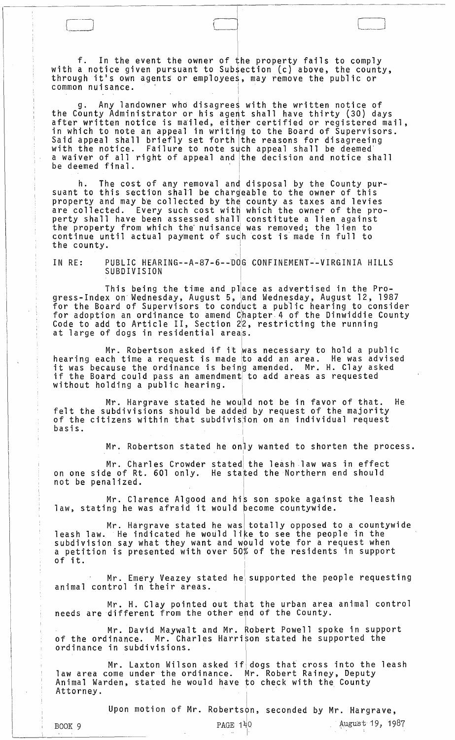f. In the event the owner of the property fails to comply with a notice given pursuant to Subsection (c) above, the county, through it's own agents or employees, may remove the public or common nuisance.

g. Any landowner who disagrees with the written notice of the County Administrator or his agent shall have thirty (30) days after written notice is mailed, either certified or registered mail, in which to note an appeal in writing to the Board of Supervisors. Said appeal shall briefly set forth the reasons for disagreeing with the notice. Failure to note such appeal shall be deemed a waiver of all right of appeal and the decision and notice shall be deemed final.

h. The cost of any removal and disposal by the County pursuant to this section shall be chargeable to the owner of this property and may be collected by the county as taxes and levies are collected. Every such cost with which the owner of the property shall have been assessed shall constitute a lien against the property from which the nuisance was removed; the lien to continue until actual payment of such cost is made in full to the county.

IN RE: PUBLIC HEARING--A-87-6--DOG CONFINEMENT--VIRGINIA HILLS SUBDIVISION

This being the time and place as advertised in the Progress-Index on Wednesday, August 5, and Wednesday, August 12, 1987 for the Board of Supervisors to conduct a public hearing to consider for adoption an ordinance to amend Chapter 4 of the Dinwiddie County Code to add to Article II, Section 22, restricting the running at large of dogs in residential areas.

Mr. Robertson asked if it was necessary to hold a public hearing each time a request is made to add an area. He was advised it was because the ordinance is being amended. Mr. H. Clay asked if the Board could pass an amendment to add areas as requested without holding a public hearing.

Mr. Hargrave stated he would not be in favor of that. He felt the subdivisions should be added by request of the majority of the citizens within that subdivision on an individual request basis.

Mr. Robertson stated he only wanted to shorten the process.

Mr. Charles Crowder stated the leash law was in effect on one side of Rt. 601 only. He stated the Northern end should not be penalized.

Mr. Clarence Algood and his son spoke against the leash law, stating he was afraid it would become countywide.

Mr. Hargrave stated he was totally opposed to a countywide leash law. He indicated he would like to see the people in the subdivision say what they want and would vote for a request when a petition is presented with over 50% of the residents in support of it.

Mr. Emery Veazey stated he supported the people requesting animal control in their areas.

Mr. H. Clay pointed out that the urban area animal control needs are different from the other end of the County.

Mr. David Maywalt and Mr. Robert Powell spoke in support of the ordinance. Mr. Charles Harrison stated he supported the ordinance in subdivisions.

Mr. Laxton Wilson asked if dogs that cross into the leash law area come under the ordinance. Mr. Robert Rainey, Deputy Animal Warden, stated he would have to check with the County Attorney.

Upon motion of Mr. Robertson, seconded by Mr. Hargrave,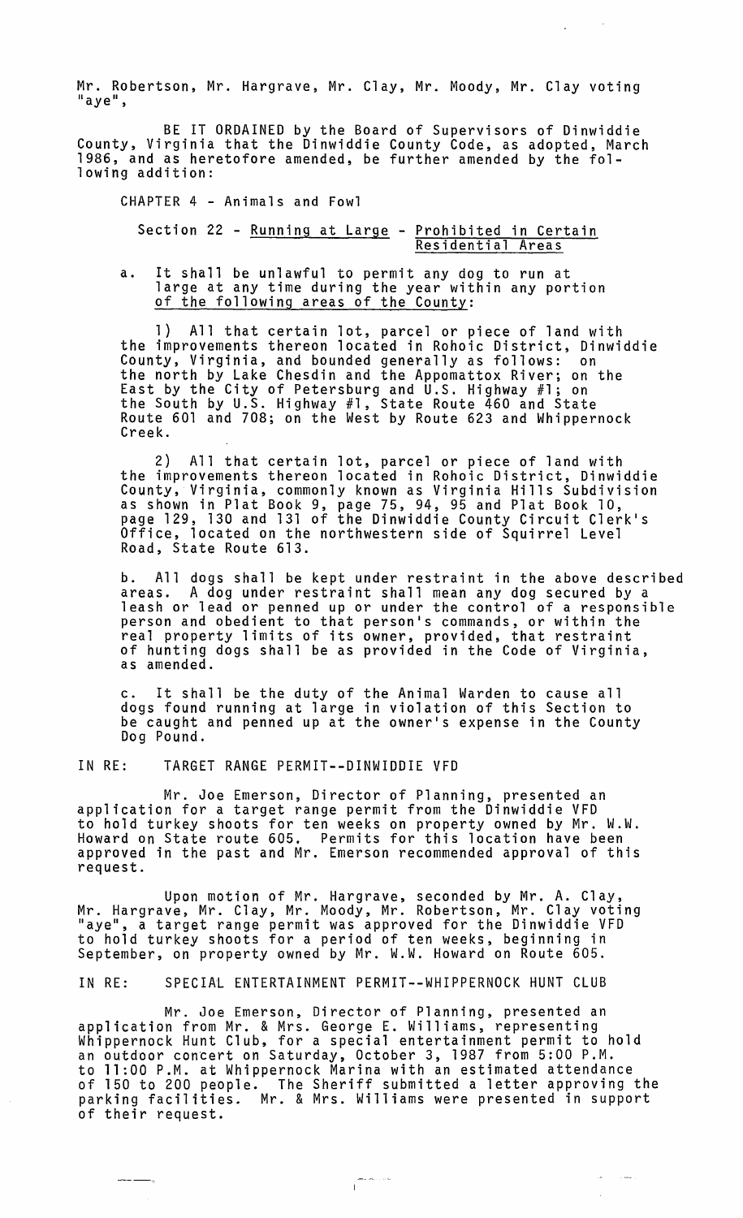Mr. Robertson, Mr. Hargrave, Mr. Clay, Mr. Moody, Mr. Clay voting "aye",

BE IT ORDAINED by the Board of Supervisors of Dinwiddie County, Virginia that the Dinwiddie County Code, as adopted, March 1986, and as heretofore amended, be further amended by the following addition:

CHAPTER 4 - Animals and Fowl

Section 22 - Running at Large - Prohibited in Certain Residential Areas

a. It shall be unlawful to permit any dog to run at large at any time during the year within any portion of the following areas of the County:

1) All that certain lot, parcel or piece of land with the improvements thereon located in Rohoic District, Dinwiddie County, Virginia, and bounded generally as follows: on the north by Lake Chesdin and the Appomattox River; on the East by the City of Petersburg and U.S. Highway #1; on the South by U.S. Highway #1, State Route 460 and State Route 601 and 708; on the West by Route 623 and Whippernock Creek.

2) All that certain lot, parcel or piece of land with the improvements thereon located in Rohoic District, Dinwiddie County, Virginia, commonly known as Virginia Hills Subdivision as shown in Plat Book 9, page 75, 94, 95 and Plat Book 10, page 129, 130 and 131 of the Dinwiddie County Circuit Clerk's Office, located on the northwestern side of Squirrel Level Road, State Route 613.

b. All dogs shall be kept under restraint in the above described areas. A dog under restraint shall mean any dog secured by a leash or lead or penned up or under the control of a responsible person and obedient to that person's commands, or within the real property limits of its owner, provided, that restraint of hunting dogs shall be as provided in the Code of Virginia, as amended.

c. It shall be the duty of the Animal Warden to cause all dogs found running at large in violation of this Section to be caught and penned up at the owner's expense in the County Dog Pound.

IN RE: TARGET RANGE PERMIT--DINWIDDIE VFD

Mr. Joe Emerson, Director of Planning, presented an application for a target range permit from the Dinwiddie VFD to hold turkey shoots for ten weeks on property owned by Mr. W.W. Howard on State route 605. Permits for this location have been approved in the past and Mr. Emerson recommended approval of this request.

Upon motion of Mr. Hargrave, seconded by Mr. A. Clay, Mr. Hargrave, Mr. Clay, Mr. Moody, Mr. Robertson, Mr. Clay voting "aye", a target range permit was approved for the Dinwiddie VFD to hold turkey shoots for a period of ten weeks, beginning in September, on property owned by Mr. W.W. Howard on Route 605.

IN RE: SPECIAL ENTERTAINMENT PERMIT--WHIPPERNOCK HUNT CLUB

Mr. Joe Emerson, Director of Planning, presented an application from Mr. & Mrs. George E. Williams, representing Whippernock Hunt Club, for a special entertainment permit to hold an outdoor concert on Saturday, October 3, 1987 from 5:00 P.M. to 11:00 P.M. at Whippernock Marina with an estimated attendance of 150 to 200 people. The Sheriff submitted a letter approving the parking facilities. Mr. & Mrs. Williams were presented in support of their request.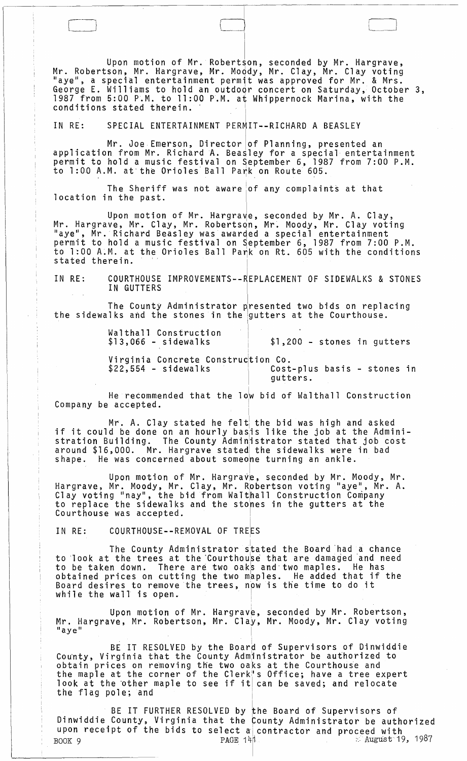Upon motion of Mr. Robertson, seconded by Mr. Hargrave, Mr. Robertson, Mr. Hargrave, Mr. Moody, Mr. Clay, Mr. Clay voting "aye", a special entertainment permit was approved for Mr. & Mrs. George E. Williams to hold an outdoor concert on Saturday, October 3, 1987 from 5:00 P.M. to 11:00 P.M. at Whippernock Marina, with the conditions stated therein.

IN RE: SPECIAL ENTERTAINMENT PERMIT--RICHARD A BEASLEY

Mr. Joe Emerson, Director of Planning, presented an application from Mr. Richard A. Beasley for a special entertainment permit to hold a music festival on September 6, 1987 from 7:00 P.M. to 1:00 A.M. at the Orioles Ball Park on Route 605.

The Sheriff was not aware of any complaints at that location in the past.

Upon motion of Mr. Hargrave, seconded by Mr. A. Clay, Mr. Hargrave, Mr. Clay, Mr. Robertson, Mr. Moody, Mr. Clay voting "aye", Mr. Richard Beasley was awarded a special entertainment permit to hold a music festival on September 6, 1987 from 7:00 P.M. to 1:00 A.M. at the Orioles Ball Park on Rt. 605 with the conditions stated therein.

IN RE: COURTHOUSE IMPROVEMENTS--REPLACEMENT OF SIDEWALKS & STONES IN GUTTERS

The County Administrator presented two bids on replacing the sidewalks and the stones in the gutters at the Courthouse.

| | |
|---|---|
| Walthall Construction<br>$13,066 - sidewalks | $1,200 - stones in gutters |
| Virginia Concrete Construction Co.<br>$22,554 - sidewalks | Cost-plus basis - stones in gutters. |

He recommended that the low bid of Walthall Construction Company be accepted.

Mr. A. Clay stated he felt the bid was high and asked if it could be done on an hourly basis like the job at the Administration Building. The County Administrator stated that job cost around $16,000. Mr. Hargrave stated the sidewalks were in bad shape. He was concerned about someone turning an ankle.

Upon motion of Mr. Hargrave, seconded by Mr. Moody, Mr. Hargrave, Mr. Moody, Mr. Clay, Mr. Robertson voting "aye", Mr. A. Clay voting "nay", the bid from Walthall Construction Company to replace the sidewalks and the stones in the gutters at the Courthouse was accepted.

IN RE: COURTHOUSE--REMOVAL OF TREES

The County Administrator stated the Board had a chance to look at the trees at the Courthouse that are damaged and need to be taken down. There are two oaks and two maples. He has obtained prices on cutting the two maples. He added that if the Board desires to remove the trees, now is the time to do it while the wall is open.

Upon motion of Mr. Hargrave, seconded by Mr. Robertson, Mr. Hargrave, Mr. Robertson, Mr. Clay, Mr. Moody, Mr. Clay voting "aye"

BE IT RESOLVED by the Board of Supervisors of Dinwiddie County, Virginia that the County Administrator be authorized to obtain prices on removing the two oaks at the Courthouse and the maple at the corner of the Clerk's Office; have a tree expert look at the other maple to see if it can be saved; and relocate the flag pole; and

BE IT FURTHER RESOLVED by the Board of Supervisors of Dinwiddie County, Virginia that the County Administrator be authorized upon receipt of the bids to select a contractor and proceed with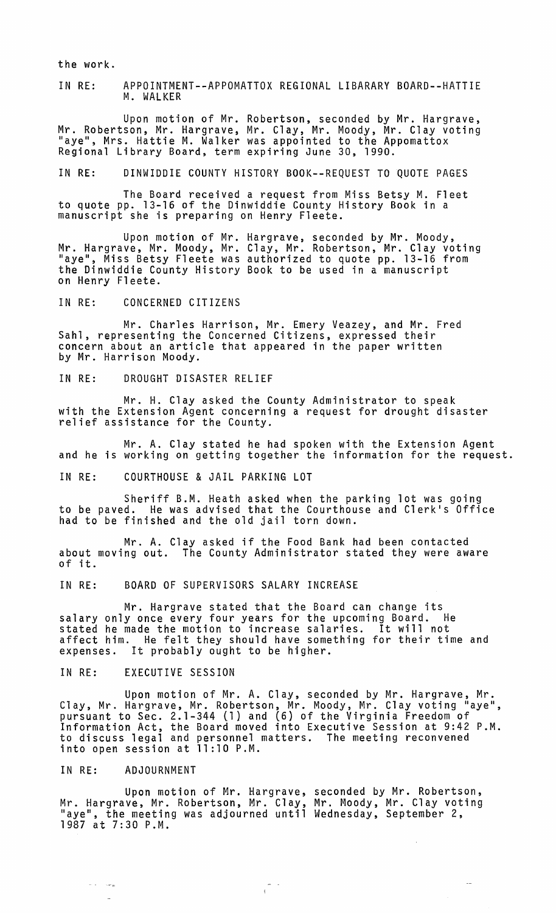the work.

IN RE: APPOINTMENT--APPOMATTOX REGIONAL LIBARARY BOARD--HATTIE M. WALKER

Upon motion of Mr. Robertson, seconded by Mr. Hargrave, Mr. Robertson, Mr. Hargrave, Mr. Clay, Mr. Moody, Mr. Clay voting "aye", Mrs. Hattie M. Walker was appointed to the Appomattox Regional Library Board, term expiring June 30, 1990.

IN RE: DINWIDDIE COUNTY HISTORY BOOK--REQUEST TO QUOTE PAGES

The Board received a request from Miss Betsy M. Fleet to quote pp. 13-16 of the Dinwiddie County History Book in a manuscript she is preparing on Henry Fleete.

Upon motion of Mr. Hargrave, seconded by Mr. Moody, Mr. Hargrave, Mr. Moody, Mr. Clay, Mr. Robertson, Mr. Clay voting "aye", Miss Betsy Fleete was authorized to quote pp. 13-16 from the Dinwiddie County History Book to be used in a manuscript on Henry Fleete.

IN RE: CONCERNED CITIZENS

Mr. Charles Harrison, Mr. Emery Veazey, and Mr. Fred Sahl, representing the Concerned Citizens, expressed their concern about an article that appeared in the paper written by Mr. Harrison Moody.

IN RE: DROUGHT DISASTER RELIEF

Mr. H. Clay asked the County Administrator to speak with the Extension Agent concerning a request for drought disaster relief assistance for the County.

Mr. A. Clay stated he had spoken with the Extension Agent and he is working on getting together the information for the request.

IN RE: COURTHOUSE & JAIL PARKING LOT

Sheriff B.M. Heath asked when the parking lot was going to be paved. He was advised that the Courthouse and Clerk's Office had to be finished and the old jail torn down.

Mr. A. Clay asked if the Food Bank had been contacted about moving out. The County Administrator stated they were aware of it.

IN RE: BOARD OF SUPERVISORS SALARY INCREASE

Mr. Hargrave stated that the Board can change its salary only once every four years for the upcoming Board. He stated he made the motion to increase salaries. It will not affect him. He felt they should have something for their time and expenses. It probably ought to be higher.

IN RE: EXECUTIVE SESSION

Upon motion of Mr. A. Clay, seconded by Mr. Hargrave, Mr. Clay, Mr. Hargrave, Mr. Robertson, Mr. Moody, Mr. Clay voting "aye", pursuant to Sec. 2.1-344 (1) and (6) of the Virginia Freedom of Information Act, the Board moved into Executive Session at 9:42 P.M. to discuss legal and personnel matters. The meeting reconvened into open session at 11:10 P.M.

IN RE: ADJOURNMENT

Upon motion of Mr. Hargrave, seconded by Mr. Robertson, Mr. Hargrave, Mr. Robertson, Mr. Clay, Mr. Moody, Mr. Clay voting "aye", the meeting was adjourned until Wednesday, September 2, 1987 at 7:30 P.M.